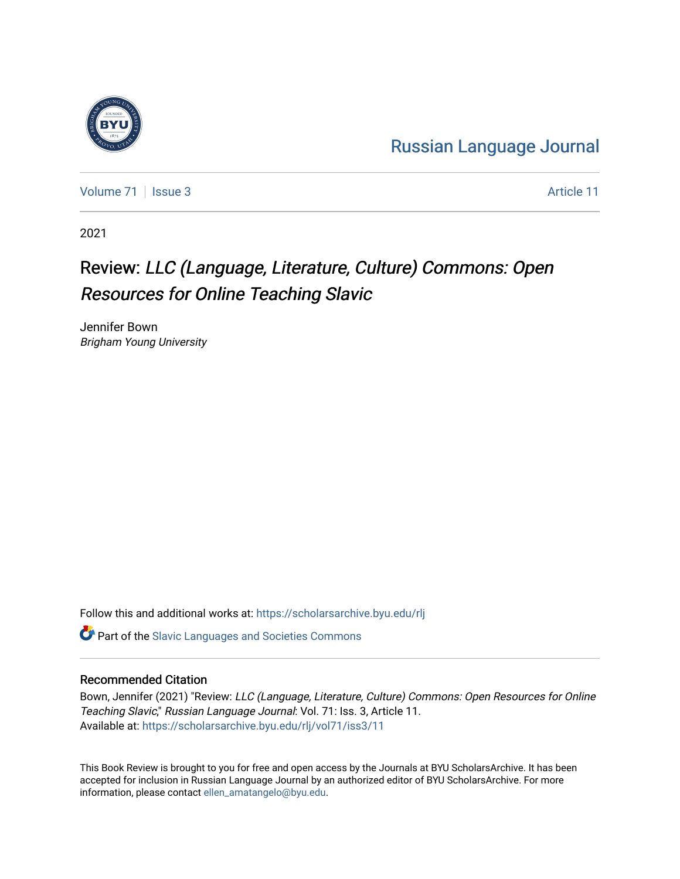# Russian Language Journal

Volume 71 | Issue 3 | Article 11

2021

# Review: *LLC (Language, Literature, Culture) Commons: Open Resources for Online Teaching Slavic*

Jennifer Bown
*Brigham Young University*

Follow this and additional works at: https://scholarsarchive.byu.edu/rlj

Part of the Slavic Languages and Societies Commons

## Recommended Citation

Bown, Jennifer (2021) "Review: *LLC (Language, Literature, Culture) Commons: Open Resources for Online Teaching Slavic*," *Russian Language Journal*: Vol. 71: Iss. 3, Article 11.
Available at: https://scholarsarchive.byu.edu/rlj/vol71/iss3/11

This Book Review is brought to you for free and open access by the Journals at BYU ScholarsArchive. It has been accepted for inclusion in Russian Language Journal by an authorized editor of BYU ScholarsArchive. For more information, please contact ellen_amatangelo@byu.edu.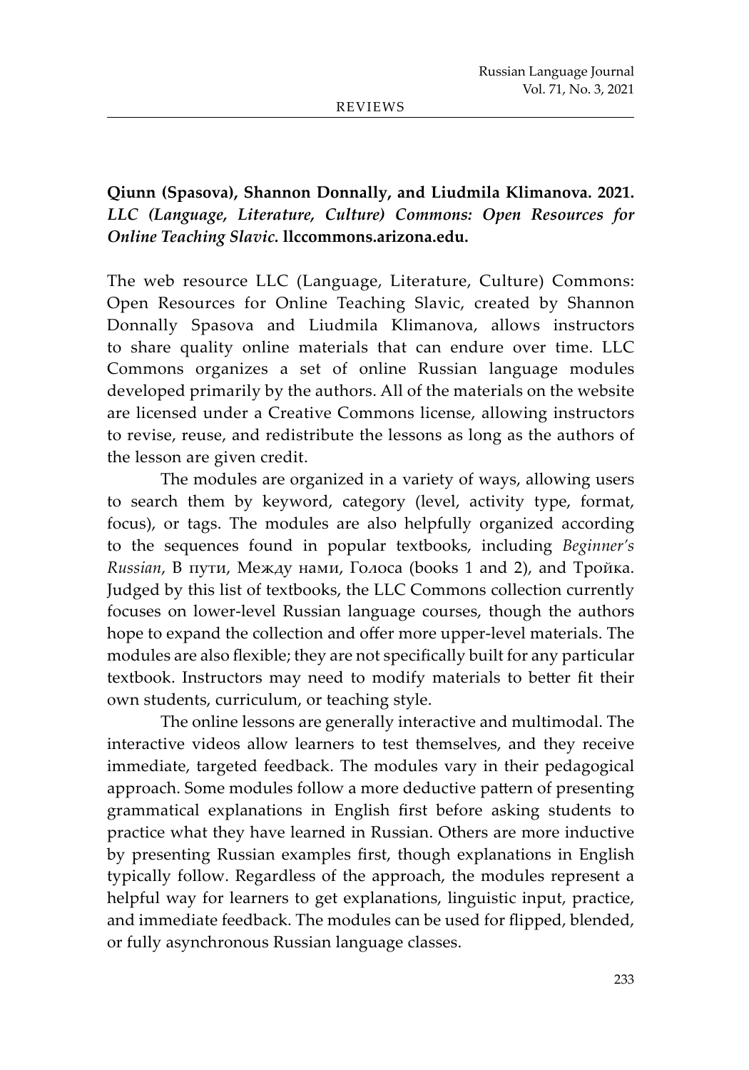**Qiunn (Spasova), Shannon Donnally, and Liudmila Klimanova. 2021. *LLC (Language, Literature, Culture) Commons: Open Resources for Online Teaching Slavic.* llccommons.arizona.edu.**

The web resource LLC (Language, Literature, Culture) Commons: Open Resources for Online Teaching Slavic, created by Shannon Donnally Spasova and Liudmila Klimanova, allows instructors to share quality online materials that can endure over time. LLC Commons organizes a set of online Russian language modules developed primarily by the authors. All of the materials on the website are licensed under a Creative Commons license, allowing instructors to revise, reuse, and redistribute the lessons as long as the authors of the lesson are given credit.

The modules are organized in a variety of ways, allowing users to search them by keyword, category (level, activity type, format, focus), or tags. The modules are also helpfully organized according to the sequences found in popular textbooks, including *Beginner's Russian*, В пути, Между нами, Голоса (books 1 and 2), and Тройка. Judged by this list of textbooks, the LLC Commons collection currently focuses on lower-level Russian language courses, though the authors hope to expand the collection and offer more upper-level materials. The modules are also flexible; they are not specifically built for any particular textbook. Instructors may need to modify materials to better fit their own students, curriculum, or teaching style.

The online lessons are generally interactive and multimodal. The interactive videos allow learners to test themselves, and they receive immediate, targeted feedback. The modules vary in their pedagogical approach. Some modules follow a more deductive pattern of presenting grammatical explanations in English first before asking students to practice what they have learned in Russian. Others are more inductive by presenting Russian examples first, though explanations in English typically follow. Regardless of the approach, the modules represent a helpful way for learners to get explanations, linguistic input, practice, and immediate feedback. The modules can be used for flipped, blended, or fully asynchronous Russian language classes.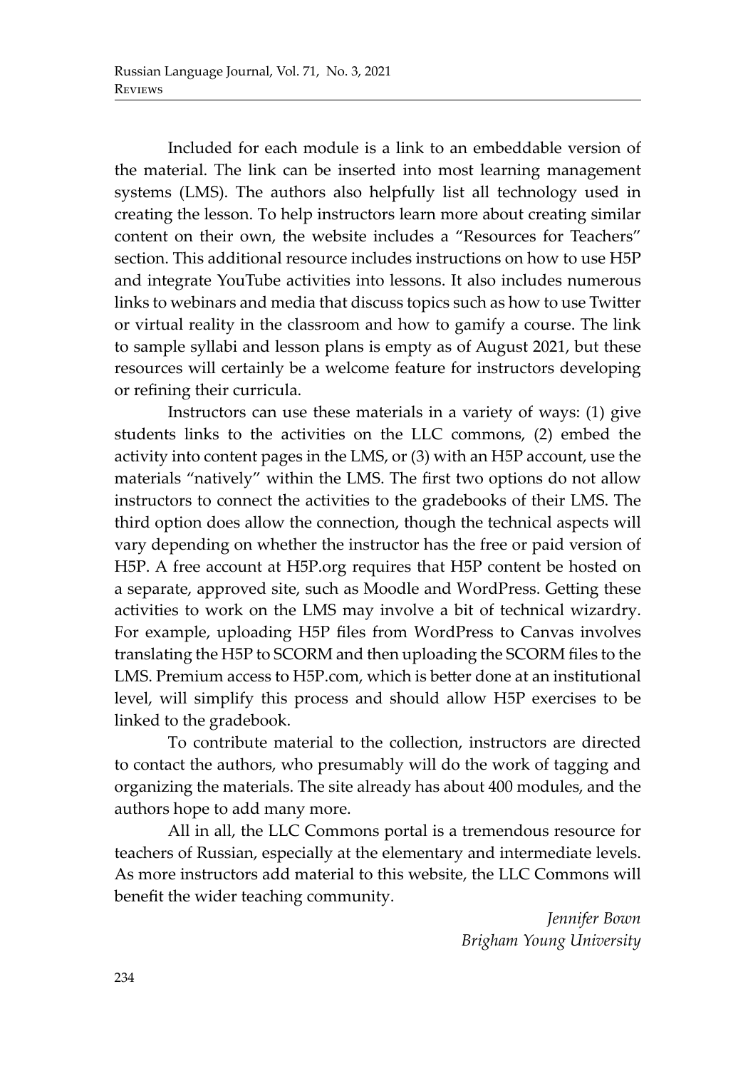Included for each module is a link to an embeddable version of the material. The link can be inserted into most learning management systems (LMS). The authors also helpfully list all technology used in creating the lesson. To help instructors learn more about creating similar content on their own, the website includes a "Resources for Teachers" section. This additional resource includes instructions on how to use H5P and integrate YouTube activities into lessons. It also includes numerous links to webinars and media that discuss topics such as how to use Twitter or virtual reality in the classroom and how to gamify a course. The link to sample syllabi and lesson plans is empty as of August 2021, but these resources will certainly be a welcome feature for instructors developing or refining their curricula.

Instructors can use these materials in a variety of ways: (1) give students links to the activities on the LLC commons, (2) embed the activity into content pages in the LMS, or (3) with an H5P account, use the materials "natively" within the LMS. The first two options do not allow instructors to connect the activities to the gradebooks of their LMS. The third option does allow the connection, though the technical aspects will vary depending on whether the instructor has the free or paid version of H5P. A free account at H5P.org requires that H5P content be hosted on a separate, approved site, such as Moodle and WordPress. Getting these activities to work on the LMS may involve a bit of technical wizardry. For example, uploading H5P files from WordPress to Canvas involves translating the H5P to SCORM and then uploading the SCORM files to the LMS. Premium access to H5P.com, which is better done at an institutional level, will simplify this process and should allow H5P exercises to be linked to the gradebook.

To contribute material to the collection, instructors are directed to contact the authors, who presumably will do the work of tagging and organizing the materials. The site already has about 400 modules, and the authors hope to add many more.

All in all, the LLC Commons portal is a tremendous resource for teachers of Russian, especially at the elementary and intermediate levels. As more instructors add material to this website, the LLC Commons will benefit the wider teaching community.

*Jennifer Bown*
*Brigham Young University*